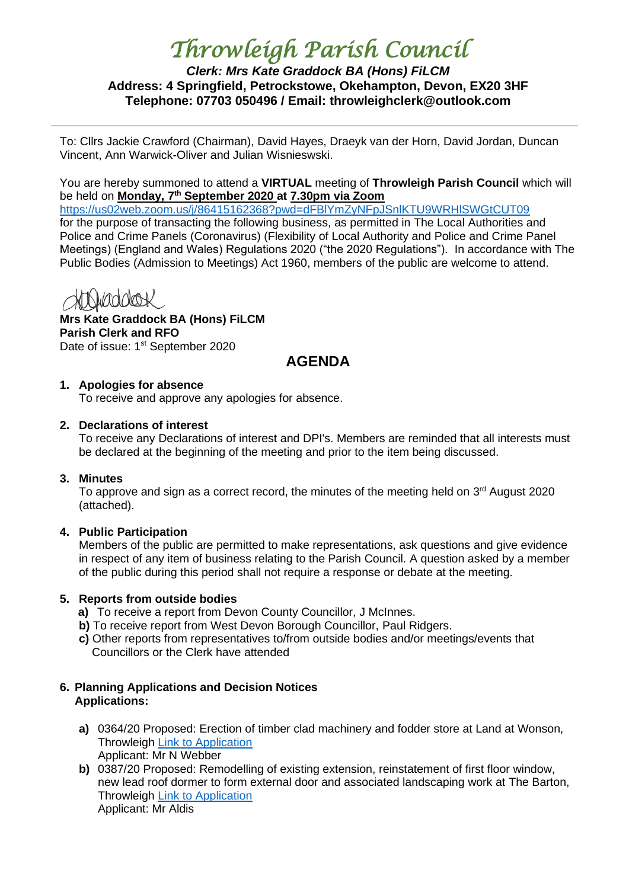# *Throwleigh Parish Council*

***Clerk: Mrs Kate Graddock BA (Hons) FiLCM***
**Address: 4 Springfield, Petrockstowe, Okehampton, Devon, EX20 3HF**
**Telephone: 07703 050496 / Email: throwleighclerk@outlook.com**

---

To: Cllrs Jackie Crawford (Chairman), David Hayes, Draeyk van der Horn, David Jordan, Duncan Vincent, Ann Warwick-Oliver and Julian Wisnieswski.

You are hereby summoned to attend a **VIRTUAL** meeting of **Throwleigh Parish Council** which will be held on **Monday, 7th September 2020 at 7.30pm via Zoom**
https://us02web.zoom.us/j/86415162368?pwd=dFBlYmZyNFpJSnlKTU9WRHlSWGtCUT09
for the purpose of transacting the following business, as permitted in The Local Authorities and Police and Crime Panels (Coronavirus) (Flexibility of Local Authority and Police and Crime Panel Meetings) (England and Wales) Regulations 2020 ("the 2020 Regulations"). In accordance with The Public Bodies (Admission to Meetings) Act 1960, members of the public are welcome to attend.

**Mrs Kate Graddock BA (Hons) FiLCM**
**Parish Clerk and RFO**
Date of issue: 1st September 2020

## AGENDA

1. **Apologies for absence**
   To receive and approve any apologies for absence.

2. **Declarations of interest**
   To receive any Declarations of interest and DPI's. Members are reminded that all interests must be declared at the beginning of the meeting and prior to the item being discussed.

3. **Minutes**
   To approve and sign as a correct record, the minutes of the meeting held on 3rd August 2020 (attached).

4. **Public Participation**
   Members of the public are permitted to make representations, ask questions and give evidence in respect of any item of business relating to the Parish Council. A question asked by a member of the public during this period shall not require a response or debate at the meeting.

5. **Reports from outside bodies**
   **a)** To receive a report from Devon County Councillor, J McInnes.
   **b)** To receive report from West Devon Borough Councillor, Paul Ridgers.
   **c)** Other reports from representatives to/from outside bodies and/or meetings/events that Councillors or the Clerk have attended

6. **Planning Applications and Decision Notices**
   **Applications:**

   **a)** 0364/20 Proposed: Erection of timber clad machinery and fodder store at Land at Wonson, Throwleigh Link to Application
   Applicant: Mr N Webber

   **b)** 0387/20 Proposed: Remodelling of existing extension, reinstatement of first floor window, new lead roof dormer to form external door and associated landscaping work at The Barton, Throwleigh Link to Application
   Applicant: Mr Aldis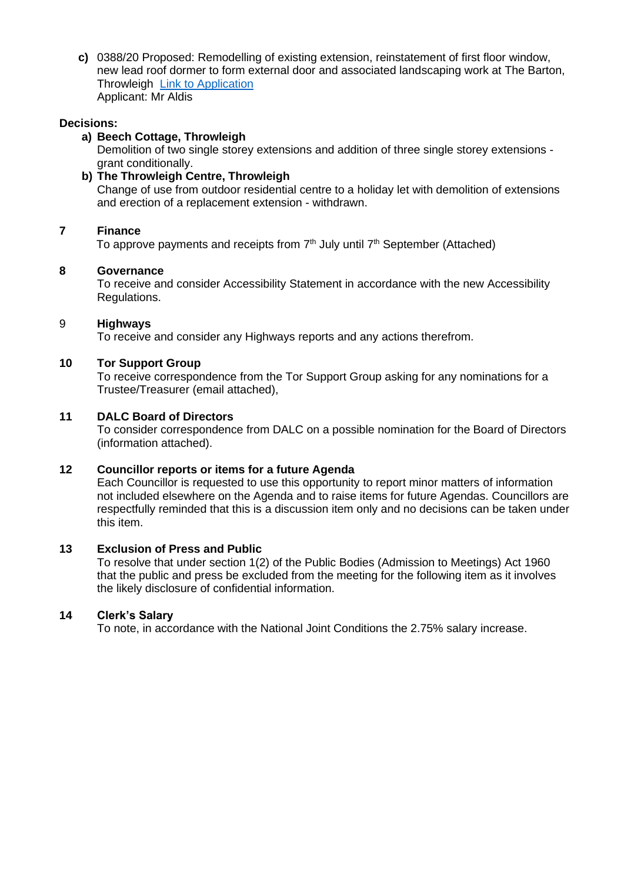**c)** 0388/20 Proposed: Remodelling of existing extension, reinstatement of first floor window, new lead roof dormer to form external door and associated landscaping work at The Barton, Throwleigh [Link to Application]
Applicant: Mr Aldis

**Decisions:**

**a) Beech Cottage, Throwleigh**
Demolition of two single storey extensions and addition of three single storey extensions - grant conditionally.

**b) The Throwleigh Centre, Throwleigh**
Change of use from outdoor residential centre to a holiday let with demolition of extensions and erection of a replacement extension - withdrawn.

**7 Finance**
To approve payments and receipts from 7th July until 7th September (Attached)

**8 Governance**
To receive and consider Accessibility Statement in accordance with the new Accessibility Regulations.

9 **Highways**
To receive and consider any Highways reports and any actions therefrom.

**10 Tor Support Group**
To receive correspondence from the Tor Support Group asking for any nominations for a Trustee/Treasurer (email attached),

**11 DALC Board of Directors**
To consider correspondence from DALC on a possible nomination for the Board of Directors (information attached).

**12 Councillor reports or items for a future Agenda**
Each Councillor is requested to use this opportunity to report minor matters of information not included elsewhere on the Agenda and to raise items for future Agendas. Councillors are respectfully reminded that this is a discussion item only and no decisions can be taken under this item.

**13 Exclusion of Press and Public**
To resolve that under section 1(2) of the Public Bodies (Admission to Meetings) Act 1960 that the public and press be excluded from the meeting for the following item as it involves the likely disclosure of confidential information.

**14 Clerk's Salary**
To note, in accordance with the National Joint Conditions the 2.75% salary increase.